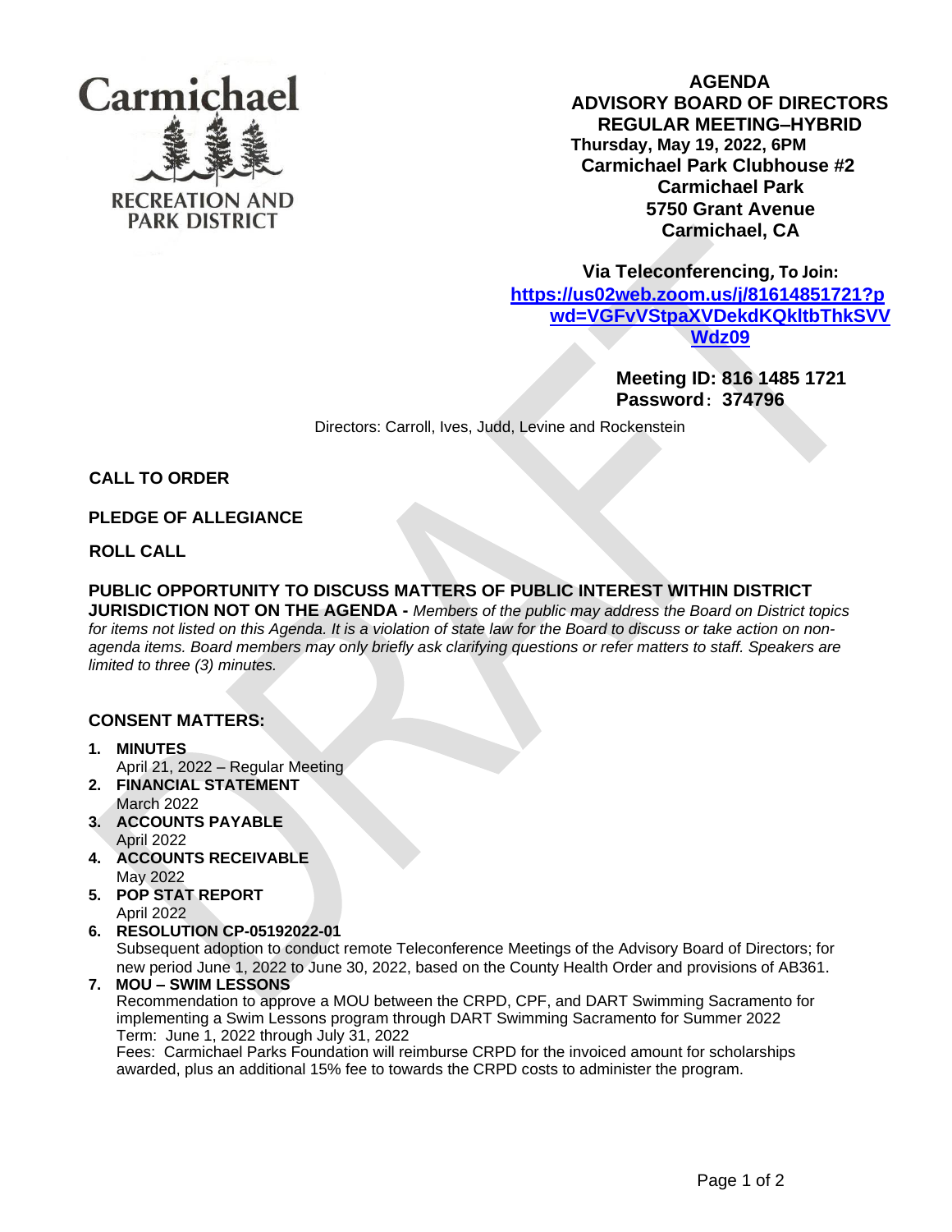Carmichael

RECREATION AND PARK DISTRICT

**AGENDA**
**ADVISORY BOARD OF DIRECTORS**
**REGULAR MEETING–HYBRID**
**Thursday, May 19, 2022, 6PM**
**Carmichael Park Clubhouse #2**
**Carmichael Park**
**5750 Grant Avenue**
**Carmichael, CA**

**Via Teleconferencing, To Join:**
**https://us02web.zoom.us/j/81614851721?pwd=VGFvVStpaXVDekdKQkltbThkSVVWdz09**

**Meeting ID: 816 1485 1721**
**Password: 374796**

Directors: Carroll, Ives, Judd, Levine and Rockenstein

## CALL TO ORDER

## PLEDGE OF ALLEGIANCE

## ROLL CALL

## PUBLIC OPPORTUNITY TO DISCUSS MATTERS OF PUBLIC INTEREST WITHIN DISTRICT JURISDICTION NOT ON THE AGENDA

**-** *Members of the public may address the Board on District topics for items not listed on this Agenda. It is a violation of state law for the Board to discuss or take action on non-agenda items. Board members may only briefly ask clarifying questions or refer matters to staff. Speakers are limited to three (3) minutes.*

## CONSENT MATTERS:

1. **MINUTES**
   April 21, 2022 – Regular Meeting
2. **FINANCIAL STATEMENT**
   March 2022
3. **ACCOUNTS PAYABLE**
   April 2022
4. **ACCOUNTS RECEIVABLE**
   May 2022
5. **POP STAT REPORT**
   April 2022
6. **RESOLUTION CP-05192022-01**
   Subsequent adoption to conduct remote Teleconference Meetings of the Advisory Board of Directors; for new period June 1, 2022 to June 30, 2022, based on the County Health Order and provisions of AB361.
7. **MOU – SWIM LESSONS**
   Recommendation to approve a MOU between the CRPD, CPF, and DART Swimming Sacramento for implementing a Swim Lessons program through DART Swimming Sacramento for Summer 2022
   Term: June 1, 2022 through July 31, 2022
   Fees: Carmichael Parks Foundation will reimburse CRPD for the invoiced amount for scholarships awarded, plus an additional 15% fee to towards the CRPD costs to administer the program.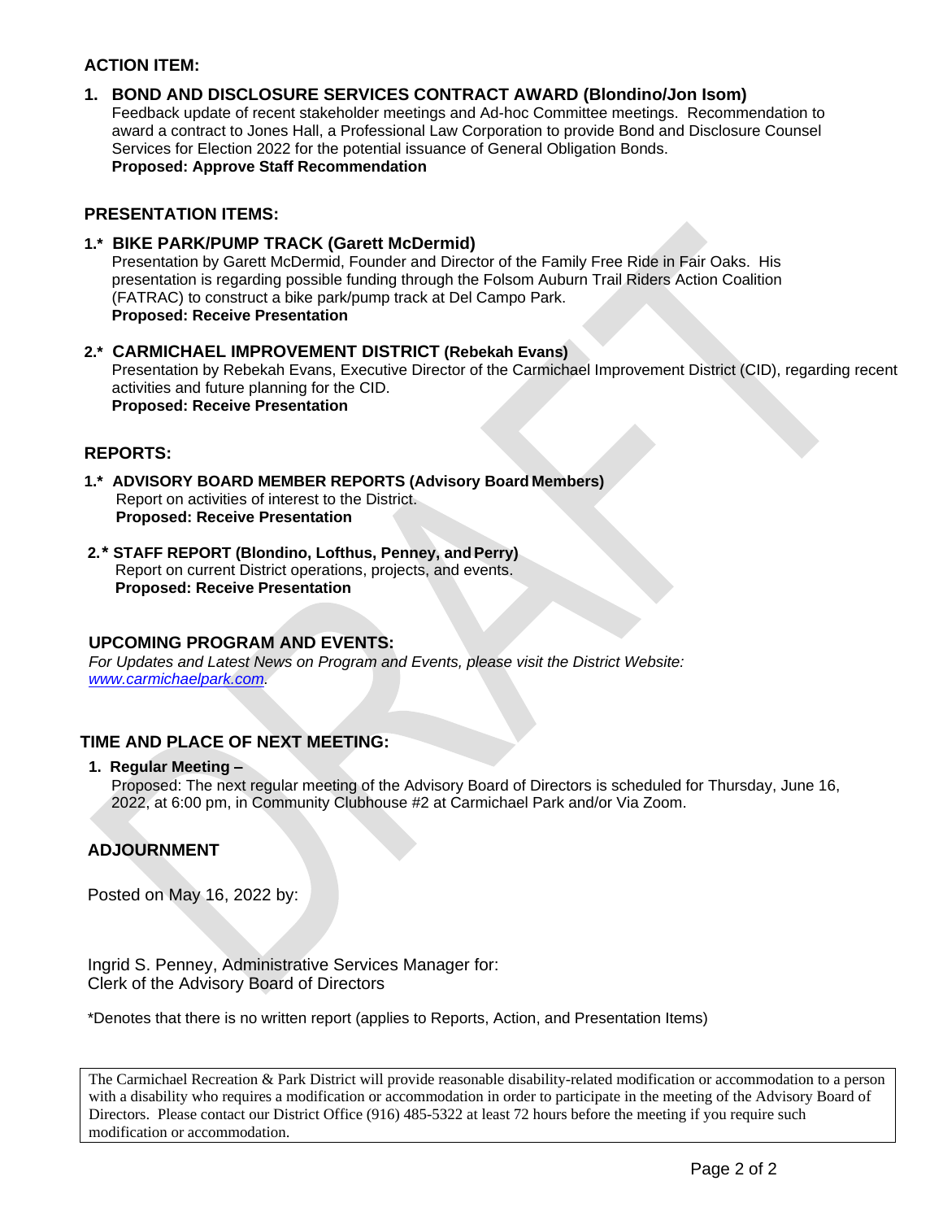## ACTION ITEM:

**1. BOND AND DISCLOSURE SERVICES CONTRACT AWARD (Blondino/Jon Isom)**
Feedback update of recent stakeholder meetings and Ad-hoc Committee meetings. Recommendation to award a contract to Jones Hall, a Professional Law Corporation to provide Bond and Disclosure Counsel Services for Election 2022 for the potential issuance of General Obligation Bonds.
**Proposed: Approve Staff Recommendation**

## PRESENTATION ITEMS:

**1.* BIKE PARK/PUMP TRACK (Garett McDermid)**
Presentation by Garett McDermid, Founder and Director of the Family Free Ride in Fair Oaks. His presentation is regarding possible funding through the Folsom Auburn Trail Riders Action Coalition (FATRAC) to construct a bike park/pump track at Del Campo Park.
**Proposed: Receive Presentation**

**2.* CARMICHAEL IMPROVEMENT DISTRICT (Rebekah Evans)**
Presentation by Rebekah Evans, Executive Director of the Carmichael Improvement District (CID), regarding recent activities and future planning for the CID.
**Proposed: Receive Presentation**

## REPORTS:

**1.* ADVISORY BOARD MEMBER REPORTS (Advisory Board Members)**
Report on activities of interest to the District.
**Proposed: Receive Presentation**

**2.* STAFF REPORT (Blondino, Lofthus, Penney, and Perry)**
Report on current District operations, projects, and events.
**Proposed: Receive Presentation**

## UPCOMING PROGRAM AND EVENTS:

*For Updates and Latest News on Program and Events, please visit the District Website: [www.carmichaelpark.com](http://www.carmichaelpark.com).*

## TIME AND PLACE OF NEXT MEETING:

**1. Regular Meeting –**
Proposed: The next regular meeting of the Advisory Board of Directors is scheduled for Thursday, June 16, 2022, at 6:00 pm, in Community Clubhouse #2 at Carmichael Park and/or Via Zoom.

## ADJOURNMENT

Posted on May 16, 2022 by:

Ingrid S. Penney, Administrative Services Manager for:
Clerk of the Advisory Board of Directors

*Denotes that there is no written report (applies to Reports, Action, and Presentation Items)

The Carmichael Recreation & Park District will provide reasonable disability-related modification or accommodation to a person with a disability who requires a modification or accommodation in order to participate in the meeting of the Advisory Board of Directors. Please contact our District Office (916) 485-5322 at least 72 hours before the meeting if you require such modification or accommodation.